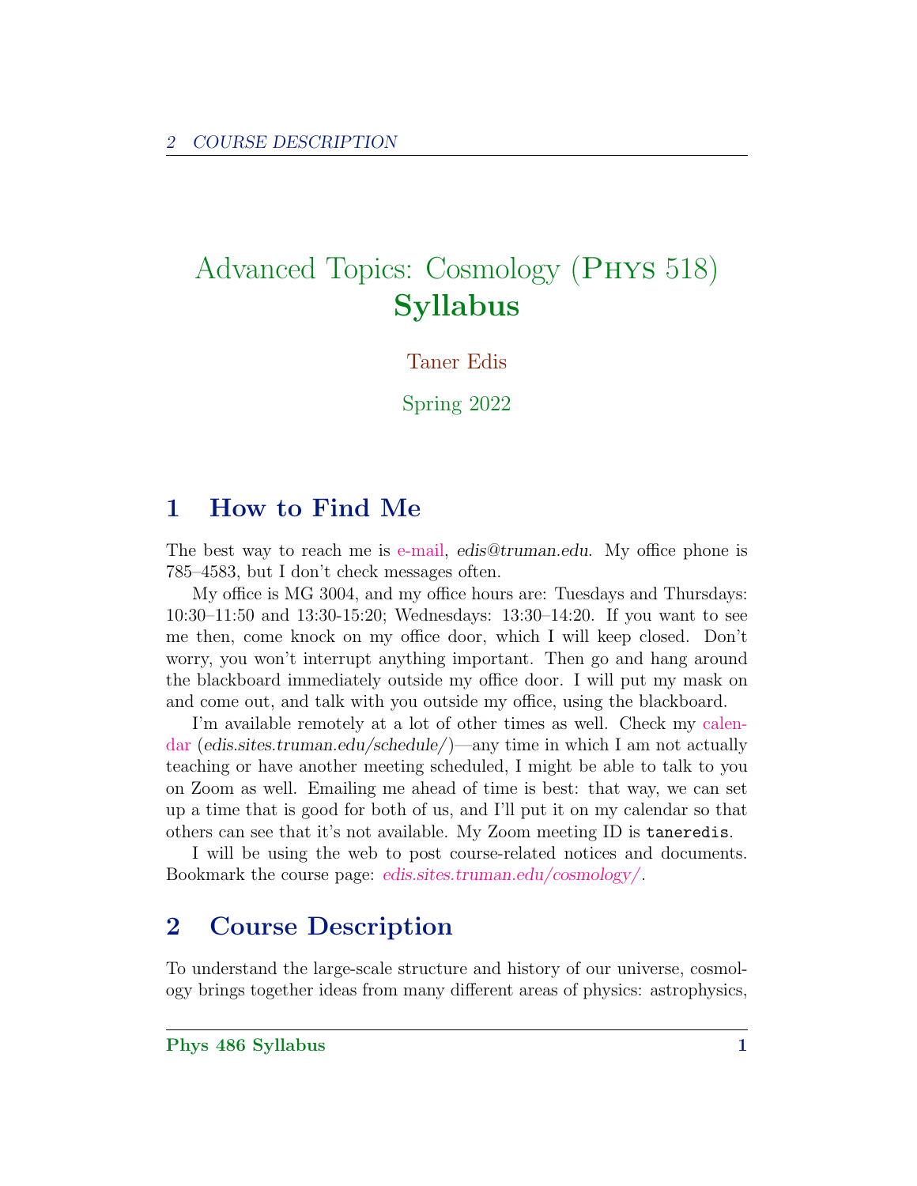# Advanced Topics: Cosmology (Phys 518) **Syllabus**

Taner Edis

Spring 2022

## 1 How to Find Me

The best way to reach me is e-mail, *edis@truman.edu*. My office phone is 785–4583, but I don't check messages often.

My office is MG 3004, and my office hours are: Tuesdays and Thursdays: 10:30–11:50 and 13:30-15:20; Wednesdays: 13:30–14:20. If you want to see me then, come knock on my office door, which I will keep closed. Don't worry, you won't interrupt anything important. Then go and hang around the blackboard immediately outside my office door. I will put my mask on and come out, and talk with you outside my office, using the blackboard.

I'm available remotely at a lot of other times as well. Check my calendar (*edis.sites.truman.edu/schedule/*)—any time in which I am not actually teaching or have another meeting scheduled, I might be able to talk to you on Zoom as well. Emailing me ahead of time is best: that way, we can set up a time that is good for both of us, and I'll put it on my calendar so that others can see that it's not available. My Zoom meeting ID is `taneredis`.

I will be using the web to post course-related notices and documents. Bookmark the course page: *edis.sites.truman.edu/cosmology/*.

## 2 Course Description

To understand the large-scale structure and history of our universe, cosmology brings together ideas from many different areas of physics: astrophysics,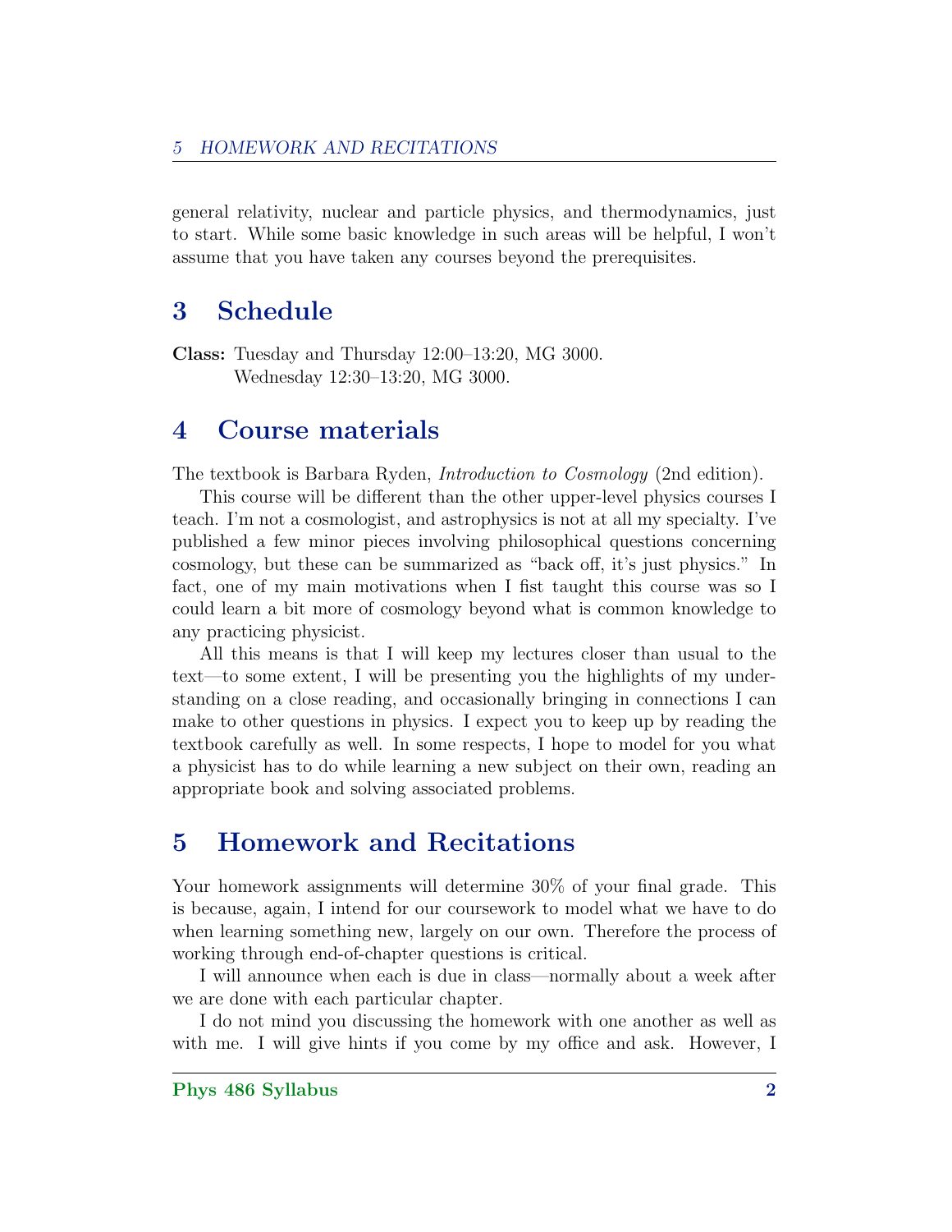general relativity, nuclear and particle physics, and thermodynamics, just to start. While some basic knowledge in such areas will be helpful, I won't assume that you have taken any courses beyond the prerequisites.

## 3 Schedule

**Class:** Tuesday and Thursday 12:00–13:20, MG 3000.
Wednesday 12:30–13:20, MG 3000.

## 4 Course materials

The textbook is Barbara Ryden, *Introduction to Cosmology* (2nd edition).

This course will be different than the other upper-level physics courses I teach. I'm not a cosmologist, and astrophysics is not at all my specialty. I've published a few minor pieces involving philosophical questions concerning cosmology, but these can be summarized as "back off, it's just physics." In fact, one of my main motivations when I fist taught this course was so I could learn a bit more of cosmology beyond what is common knowledge to any practicing physicist.

All this means is that I will keep my lectures closer than usual to the text—to some extent, I will be presenting you the highlights of my understanding on a close reading, and occasionally bringing in connections I can make to other questions in physics. I expect you to keep up by reading the textbook carefully as well. In some respects, I hope to model for you what a physicist has to do while learning a new subject on their own, reading an appropriate book and solving associated problems.

## 5 Homework and Recitations

Your homework assignments will determine 30% of your final grade. This is because, again, I intend for our coursework to model what we have to do when learning something new, largely on our own. Therefore the process of working through end-of-chapter questions is critical.

I will announce when each is due in class—normally about a week after we are done with each particular chapter.

I do not mind you discussing the homework with one another as well as with me. I will give hints if you come by my office and ask. However, I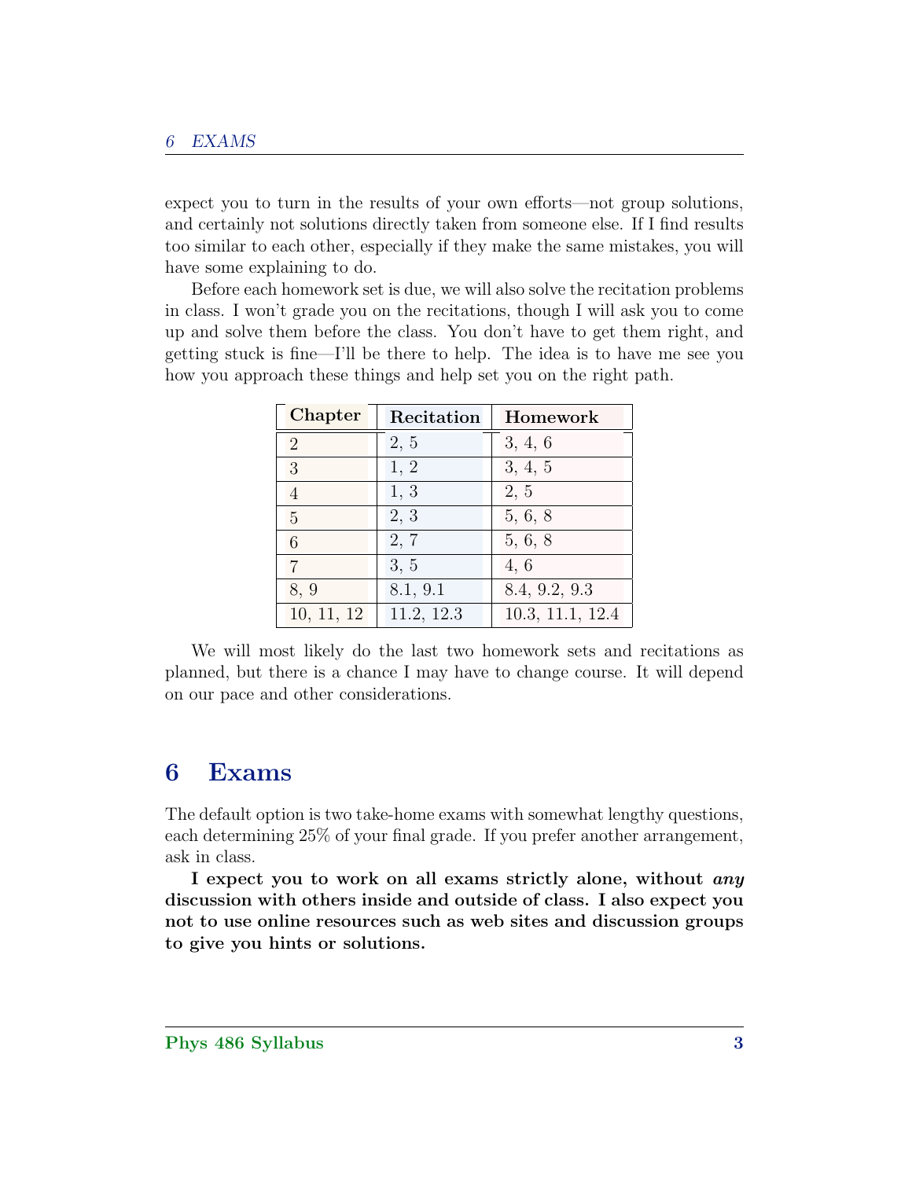expect you to turn in the results of your own efforts—not group solutions, and certainly not solutions directly taken from someone else. If I find results too similar to each other, especially if they make the same mistakes, you will have some explaining to do.

Before each homework set is due, we will also solve the recitation problems in class. I won't grade you on the recitations, though I will ask you to come up and solve them before the class. You don't have to get them right, and getting stuck is fine—I'll be there to help. The idea is to have me see you how you approach these things and help set you on the right path.

| Chapter | Recitation | Homework |
|---|---|---|
| 2 | 2, 5 | 3, 4, 6 |
| 3 | 1, 2 | 3, 4, 5 |
| 4 | 1, 3 | 2, 5 |
| 5 | 2, 3 | 5, 6, 8 |
| 6 | 2, 7 | 5, 6, 8 |
| 7 | 3, 5 | 4, 6 |
| 8, 9 | 8.1, 9.1 | 8.4, 9.2, 9.3 |
| 10, 11, 12 | 11.2, 12.3 | 10.3, 11.1, 12.4 |

We will most likely do the last two homework sets and recitations as planned, but there is a chance I may have to change course. It will depend on our pace and other considerations.

## 6 Exams

The default option is two take-home exams with somewhat lengthy questions, each determining 25% of your final grade. If you prefer another arrangement, ask in class.

**I expect you to work on all exams strictly alone, without *any* discussion with others inside and outside of class. I also expect you not to use online resources such as web sites and discussion groups to give you hints or solutions.**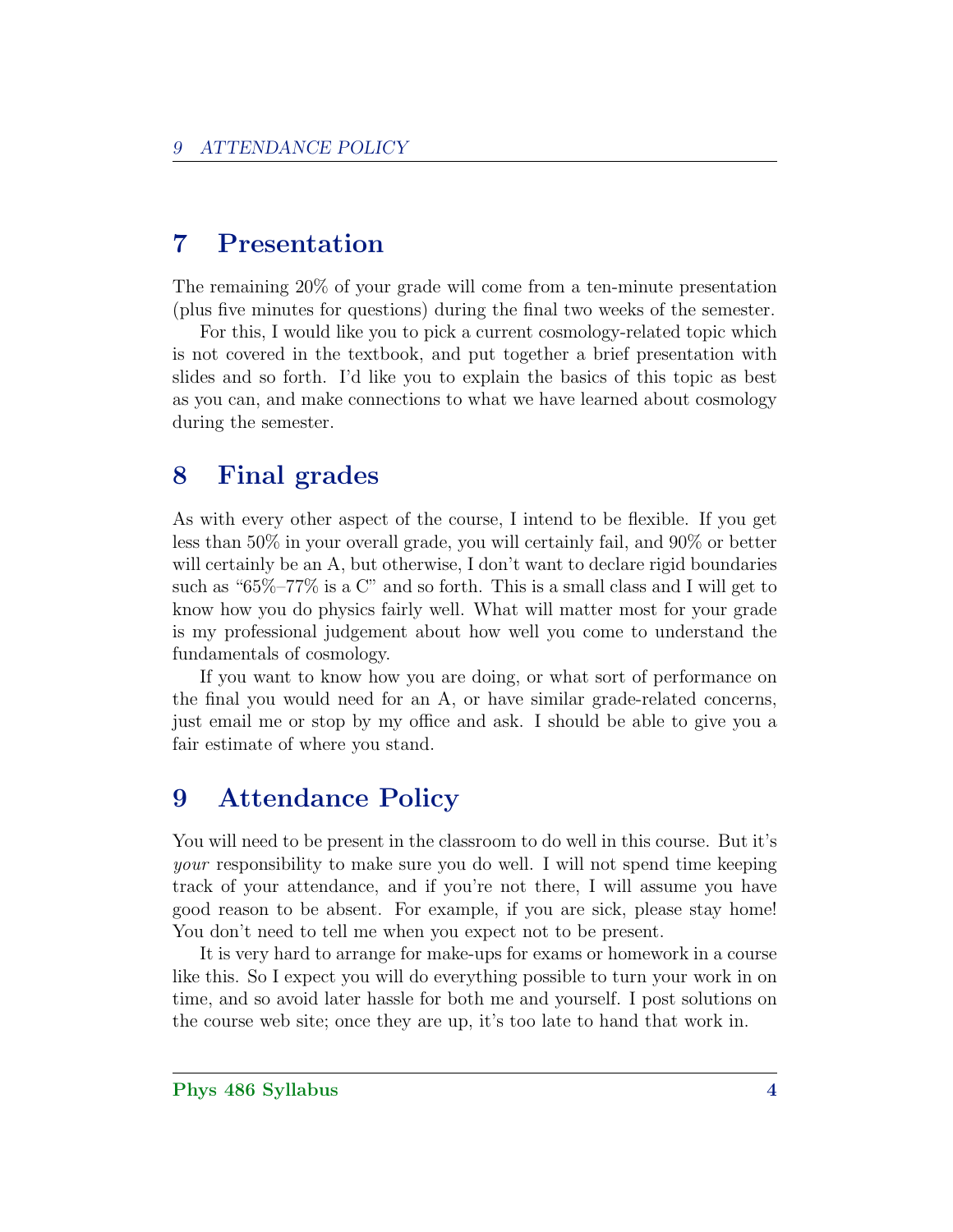## 7 Presentation

The remaining 20% of your grade will come from a ten-minute presentation (plus five minutes for questions) during the final two weeks of the semester.

For this, I would like you to pick a current cosmology-related topic which is not covered in the textbook, and put together a brief presentation with slides and so forth. I'd like you to explain the basics of this topic as best as you can, and make connections to what we have learned about cosmology during the semester.

## 8 Final grades

As with every other aspect of the course, I intend to be flexible. If you get less than 50% in your overall grade, you will certainly fail, and 90% or better will certainly be an A, but otherwise, I don't want to declare rigid boundaries such as "65%–77% is a C" and so forth. This is a small class and I will get to know how you do physics fairly well. What will matter most for your grade is my professional judgement about how well you come to understand the fundamentals of cosmology.

If you want to know how you are doing, or what sort of performance on the final you would need for an A, or have similar grade-related concerns, just email me or stop by my office and ask. I should be able to give you a fair estimate of where you stand.

## 9 Attendance Policy

You will need to be present in the classroom to do well in this course. But it's *your* responsibility to make sure you do well. I will not spend time keeping track of your attendance, and if you're not there, I will assume you have good reason to be absent. For example, if you are sick, please stay home! You don't need to tell me when you expect not to be present.

It is very hard to arrange for make-ups for exams or homework in a course like this. So I expect you will do everything possible to turn your work in on time, and so avoid later hassle for both me and yourself. I post solutions on the course web site; once they are up, it's too late to hand that work in.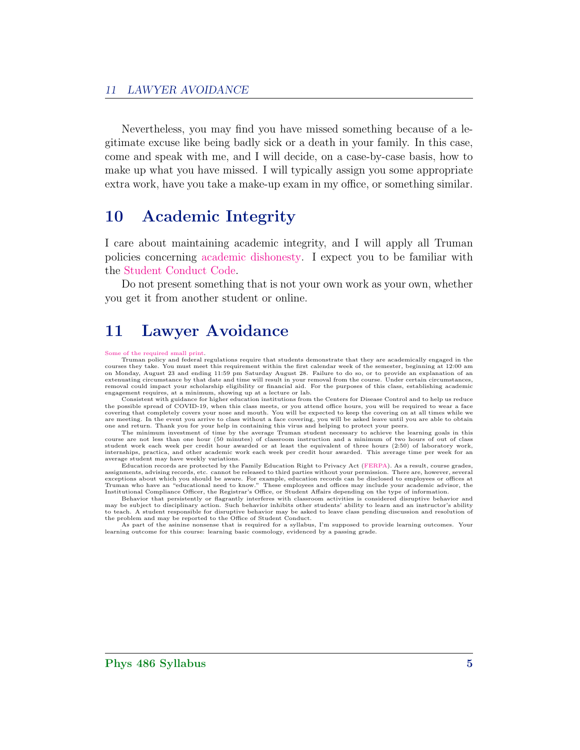Nevertheless, you may find you have missed something because of a legitimate excuse like being badly sick or a death in your family. In this case, come and speak with me, and I will decide, on a case-by-case basis, how to make up what you have missed. I will typically assign you some appropriate extra work, have you take a make-up exam in my office, or something similar.

## 10 Academic Integrity

I care about maintaining academic integrity, and I will apply all Truman policies concerning academic dishonesty. I expect you to be familiar with the Student Conduct Code.

Do not present something that is not your own work as your own, whether you get it from another student or online.

## 11 Lawyer Avoidance

Some of the required small print.

Truman policy and federal regulations require that students demonstrate that they are academically engaged in the courses they take. You must meet this requirement within the first calendar week of the semester, beginning at 12:00 am on Monday, August 23 and ending 11:59 pm Saturday August 28. Failure to do so, or to provide an explanation of an extenuating circumstance by that date and time will result in your removal from the course. Under certain circumstances, removal could impact your scholarship eligibility or financial aid. For the purposes of this class, establishing academic engagement requires, at a minimum, showing up at a lecture or lab.

Consistent with guidance for higher education institutions from the Centers for Disease Control and to help us reduce the possible spread of COVID-19, when this class meets, or you attend office hours, you will be required to wear a face covering that completely covers your nose and mouth. You will be expected to keep the covering on at all times while we are meeting. In the event you arrive to class without a face covering, you will be asked leave until you are able to obtain one and return. Thank you for your help in containing this virus and helping to protect your peers.

The minimum investment of time by the average Truman student necessary to achieve the learning goals in this course are not less than one hour (50 minutes) of classroom instruction and a minimum of two hours of out of class student work each week per credit hour awarded or at least the equivalent of three hours (2:50) of laboratory work, internships, practica, and other academic work each week per credit hour awarded. This average time per week for an average student may have weekly variations.

Education records are protected by the Family Education Right to Privacy Act (FERPA). As a result, course grades, assignments, advising records, etc. cannot be released to third parties without your permission. There are, however, several exceptions about which you should be aware. For example, education records can be disclosed to employees or offices at Truman who have an "educational need to know." These employees and offices may include your academic advisor, the Institutional Compliance Officer, the Registrar's Office, or Student Affairs depending on the type of information.

Behavior that persistently or flagrantly interferes with classroom activities is considered disruptive behavior and may be subject to disciplinary action. Such behavior inhibits other students' ability to learn and an instructor's ability to teach. A student responsible for disruptive behavior may be asked to leave class pending discussion and resolution of the problem and may be reported to the Office of Student Conduct.

As part of the asinine nonsense that is required for a syllabus, I'm supposed to provide learning outcomes. Your learning outcome for this course: learning basic cosmology, evidenced by a passing grade.